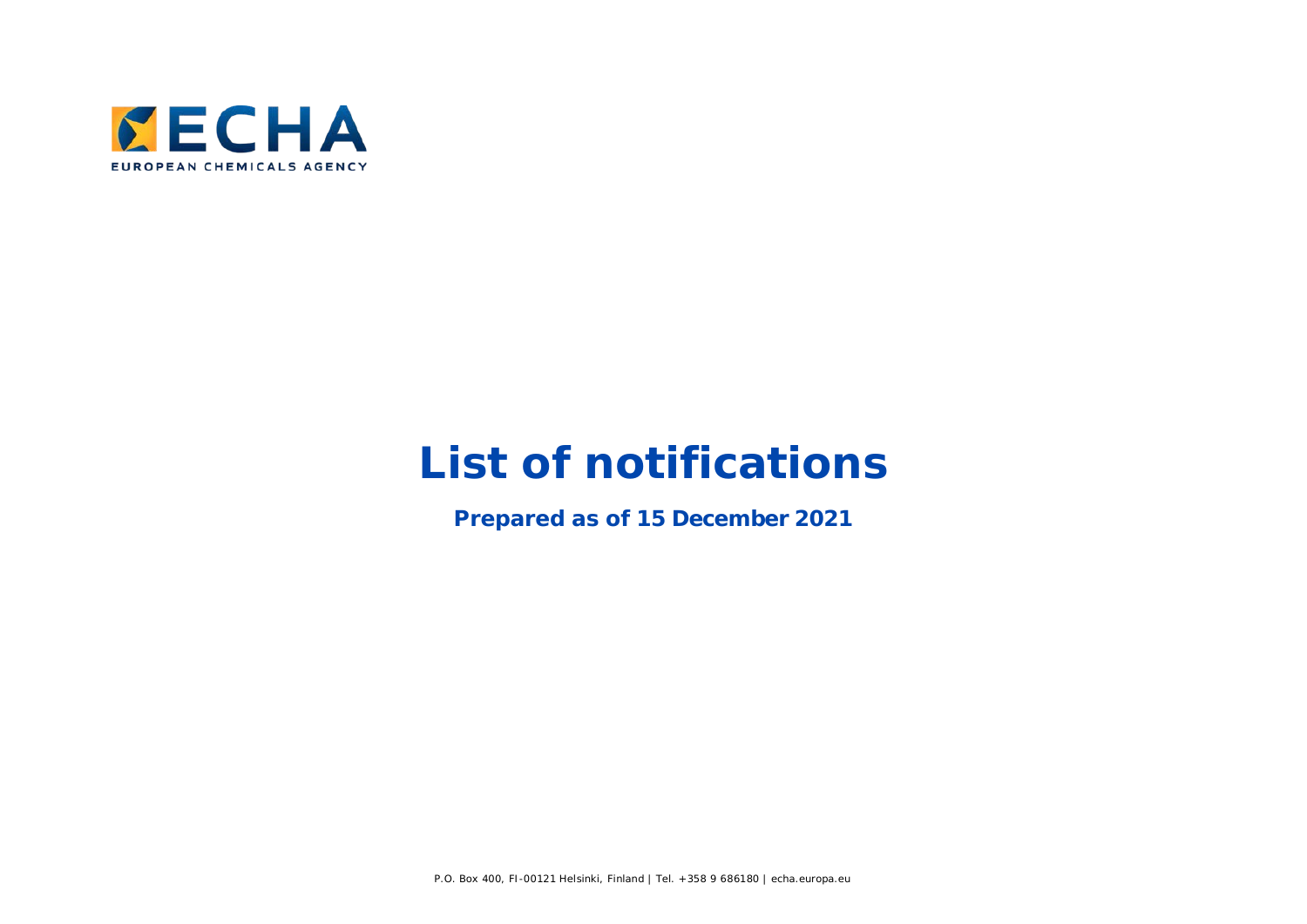ECHA

EUROPEAN CHEMICALS AGENCY

# List of notifications

**Prepared as of 15 December 2021**

P.O. Box 400, FI-00121 Helsinki, Finland | Tel. +358 9 686180 | echa.europa.eu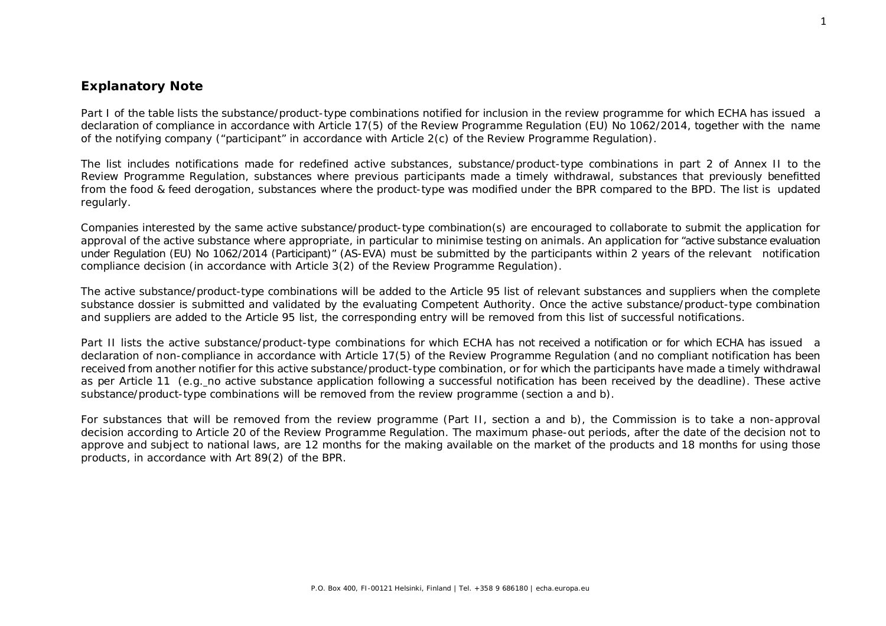## Explanatory Note

Part I of the table lists the substance/product-type combinations notified for inclusion in the review programme for which ECHA has issued a declaration of compliance in accordance with Article 17(5) of the Review Programme Regulation (EU) No 1062/2014, together with the name of the notifying company ("participant" in accordance with Article 2(c) of the Review Programme Regulation).

The list includes notifications made for redefined active substances, substance/product-type combinations in part 2 of Annex II to the Review Programme Regulation, substances where previous participants made a timely withdrawal, substances that previously benefitted from the food & feed derogation, substances where the product-type was modified under the BPR compared to the BPD. The list is updated regularly.

Companies interested by the same active substance/product-type combination(s) are encouraged to collaborate to submit the application for approval of the active substance where appropriate, in particular to minimise testing on animals. An application for "active substance evaluation under Regulation (EU) No 1062/2014 (Participant)" (AS-EVA) must be submitted by the participants within 2 years of the relevant notification compliance decision (in accordance with Article 3(2) of the Review Programme Regulation).

The active substance/product-type combinations will be added to the Article 95 list of relevant substances and suppliers when the complete substance dossier is submitted and validated by the evaluating Competent Authority. Once the active substance/product-type combination and suppliers are added to the Article 95 list, the corresponding entry will be removed from this list of successful notifications.

Part II lists the active substance/product-type combinations for which ECHA has not received a notification or for which ECHA has issued a declaration of non-compliance in accordance with Article 17(5) of the Review Programme Regulation (and no compliant notification has been received from another notifier for this active substance/product-type combination, or for which the participants have made a timely withdrawal as per Article 11 (e.g. no active substance application following a successful notification has been received by the deadline). These active substance/product-type combinations will be removed from the review programme (section a and b).

For substances that will be removed from the review programme (Part II, section a and b), the Commission is to take a non-approval decision according to Article 20 of the Review Programme Regulation. The maximum phase-out periods, after the date of the decision not to approve and subject to national laws, are 12 months for the making available on the market of the products and 18 months for using those products, in accordance with Art 89(2) of the BPR.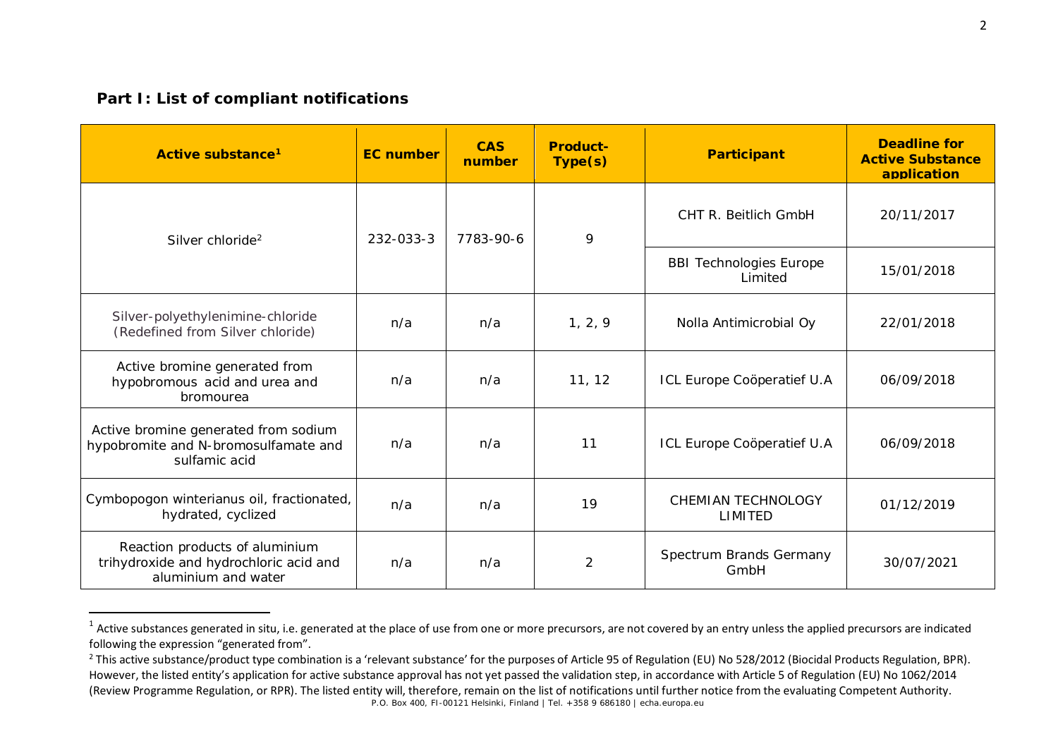## Part I: List of compliant notifications

| Active substance[1] | EC number | CAS number | Product-Type(s) | Participant | Deadline for Active Substance application |
|---|---|---|---|---|---|
| Silver chloride[2] | 232-033-3 | 7783-90-6 | 9 | CHT R. Beitlich GmbH | 20/11/2017 |
| | | | | BBI Technologies Europe Limited | 15/01/2018 |
| Silver-polyethylenimine-chloride (Redefined from Silver chloride) | n/a | n/a | 1, 2, 9 | Nolla Antimicrobial Oy | 22/01/2018 |
| Active bromine generated from hypobromous acid and urea and bromourea | n/a | n/a | 11, 12 | ICL Europe Coöperatief U.A | 06/09/2018 |
| Active bromine generated from sodium hypobromite and N-bromosulfamate and sulfamic acid | n/a | n/a | 11 | ICL Europe Coöperatief U.A | 06/09/2018 |
| Cymbopogon winterianus oil, fractionated, hydrated, cyclized | n/a | n/a | 19 | CHEMIAN TECHNOLOGY LIMITED | 01/12/2019 |
| Reaction products of aluminium trihydroxide and hydrochloric acid and aluminium and water | n/a | n/a | 2 | Spectrum Brands Germany GmbH | 30/07/2021 |

[1] Active substances generated in situ, i.e. generated at the place of use from one or more precursors, are not covered by an entry unless the applied precursors are indicated following the expression "generated from".

[2] This active substance/product type combination is a 'relevant substance' for the purposes of Article 95 of Regulation (EU) No 528/2012 (Biocidal Products Regulation, BPR). However, the listed entity's application for active substance approval has not yet passed the validation step, in accordance with Article 5 of Regulation (EU) No 1062/2014 (Review Programme Regulation, or RPR). The listed entity will, therefore, remain on the list of notifications until further notice from the evaluating Competent Authority.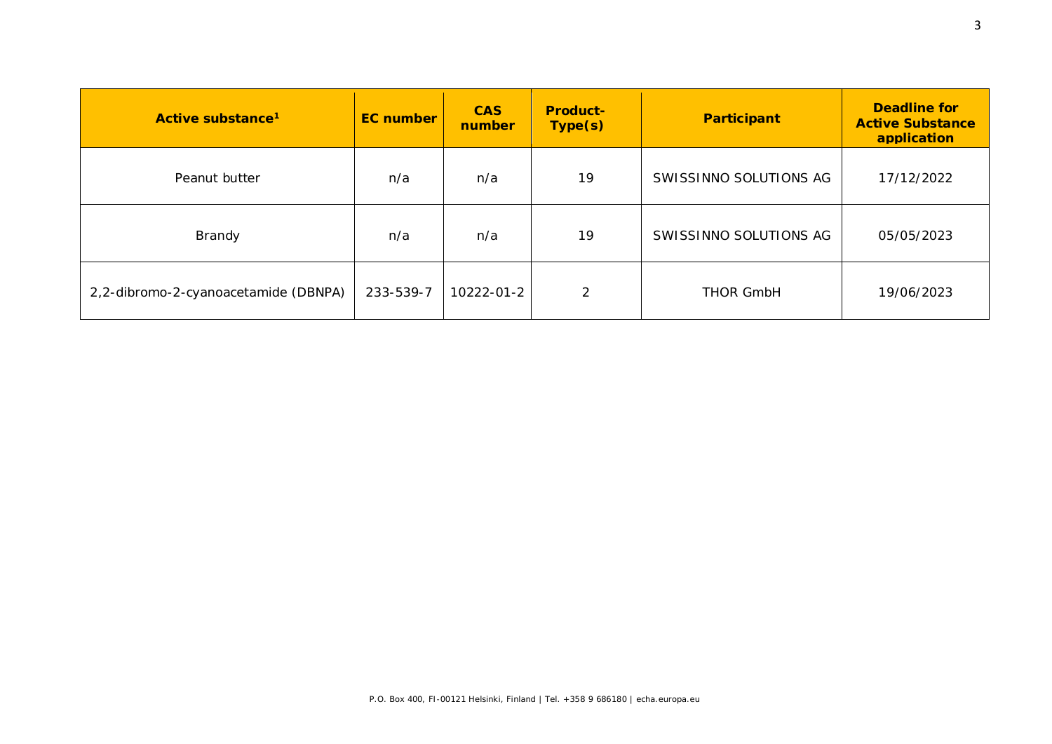| Active substance[1] | EC number | CAS number | Product-Type(s) | Participant | Deadline for Active Substance application |
|---|---|---|---|---|---|
| Peanut butter | n/a | n/a | 19 | SWISSINNO SOLUTIONS AG | 17/12/2022 |
| Brandy | n/a | n/a | 19 | SWISSINNO SOLUTIONS AG | 05/05/2023 |
| 2,2-dibromo-2-cyanoacetamide (DBNPA) | 233-539-7 | 10222-01-2 | 2 | THOR GmbH | 19/06/2023 |

P.O. Box 400, FI-00121 Helsinki, Finland | Tel. +358 9 686180 | echa.europa.eu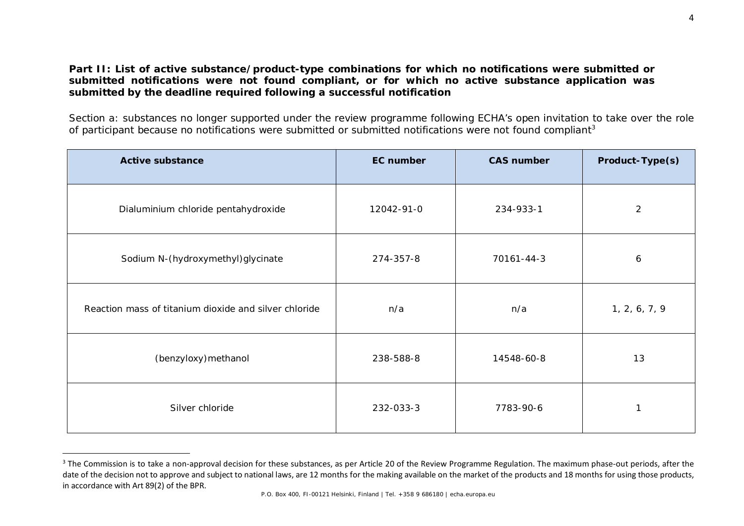**Part II: List of active substance/product-type combinations for which no notifications were submitted or submitted notifications were not found compliant, or for which no active substance application was submitted by the deadline required following a successful notification**

Section a: substances no longer supported under the review programme following ECHA's open invitation to take over the role of participant because no notifications were submitted or submitted notifications were not found compliant[3]

| Active substance | EC number | CAS number | Product-Type(s) |
|---|---|---|---|
| Dialuminium chloride pentahydroxide | 12042-91-0 | 234-933-1 | 2 |
| Sodium N-(hydroxymethyl)glycinate | 274-357-8 | 70161-44-3 | 6 |
| Reaction mass of titanium dioxide and silver chloride | n/a | n/a | 1, 2, 6, 7, 9 |
| (benzyloxy)methanol | 238-588-8 | 14548-60-8 | 13 |
| Silver chloride | 232-033-3 | 7783-90-6 | 1 |

[3] The Commission is to take a non-approval decision for these substances, as per Article 20 of the Review Programme Regulation. The maximum phase-out periods, after the date of the decision not to approve and subject to national laws, are 12 months for the making available on the market of the products and 18 months for using those products, in accordance with Art 89(2) of the BPR.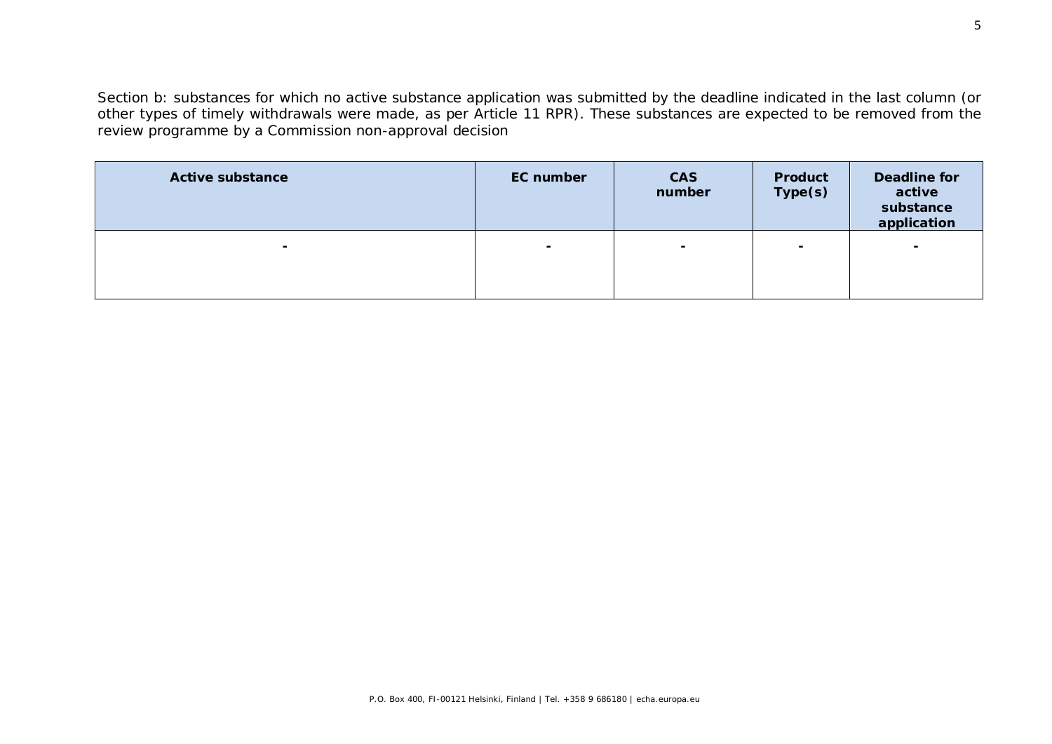Section b: substances for which no active substance application was submitted by the deadline indicated in the last column (or other types of timely withdrawals were made, as per Article 11 RPR). These substances are expected to be removed from the review programme by a Commission non-approval decision

| Active substance | EC number | CAS number | Product Type(s) | Deadline for active substance application |
|---|---|---|---|---|
| - | - | - | - | - |